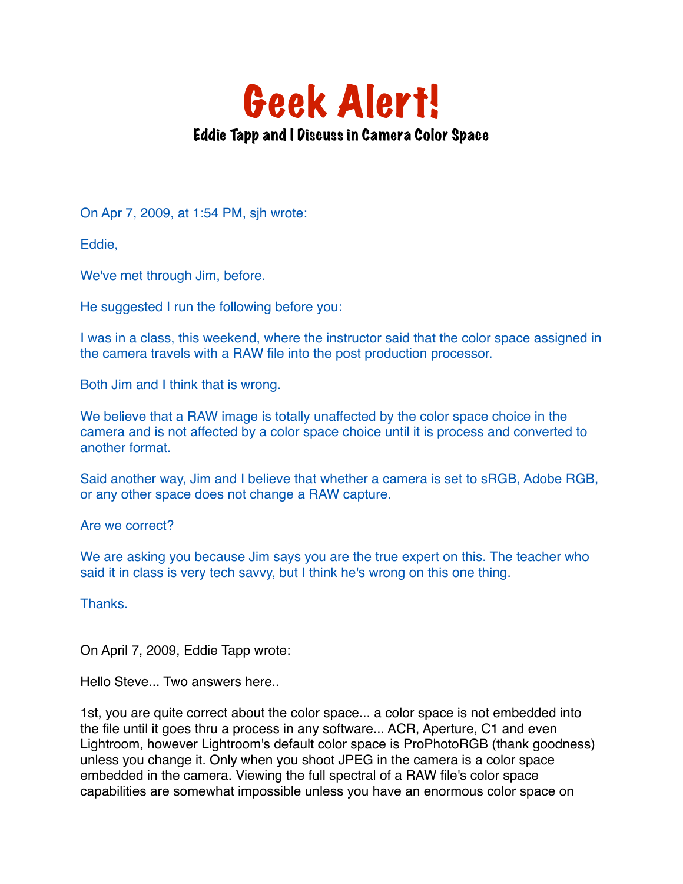# Geek Alert!

## Eddie Tapp and I Discuss in Camera Color Space

On Apr 7, 2009, at 1:54 PM, sjh wrote:

Eddie,

We've met through Jim, before.

He suggested I run the following before you:

I was in a class, this weekend, where the instructor said that the color space assigned in the camera travels with a RAW file into the post production processor.

Both Jim and I think that is wrong.

We believe that a RAW image is totally unaffected by the color space choice in the camera and is not affected by a color space choice until it is process and converted to another format.

Said another way, Jim and I believe that whether a camera is set to sRGB, Adobe RGB, or any other space does not change a RAW capture.

Are we correct?

We are asking you because Jim says you are the true expert on this. The teacher who said it in class is very tech savvy, but I think he's wrong on this one thing.

Thanks.

On April 7, 2009, Eddie Tapp wrote:

Hello Steve... Two answers here..

1st, you are quite correct about the color space... a color space is not embedded into the file until it goes thru a process in any software... ACR, Aperture, C1 and even Lightroom, however Lightroom's default color space is ProPhotoRGB (thank goodness) unless you change it. Only when you shoot JPEG in the camera is a color space embedded in the camera. Viewing the full spectral of a RAW file's color space capabilities are somewhat impossible unless you have an enormous color space on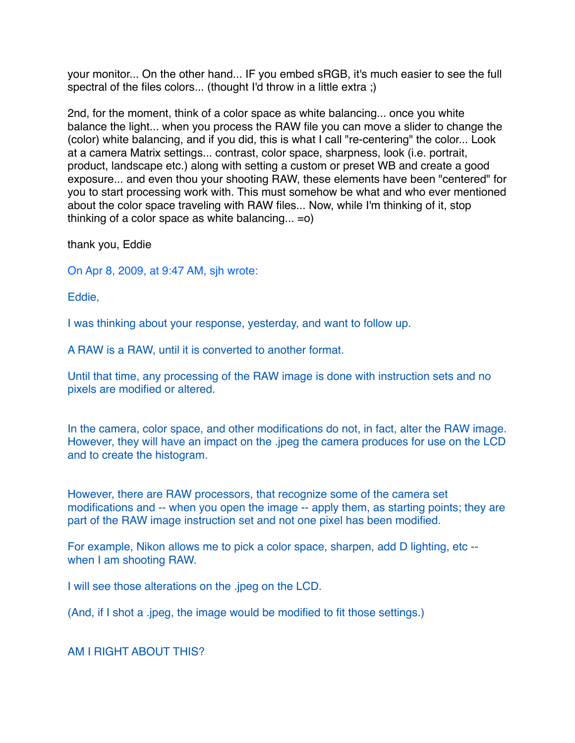your monitor... On the other hand... IF you embed sRGB, it's much easier to see the full spectral of the files colors... (thought I'd throw in a little extra ;)

2nd, for the moment, think of a color space as white balancing... once you white balance the light... when you process the RAW file you can move a slider to change the (color) white balancing, and if you did, this is what I call "re-centering" the color... Look at a camera Matrix settings... contrast, color space, sharpness, look (i.e. portrait, product, landscape etc.) along with setting a custom or preset WB and create a good exposure... and even thou your shooting RAW, these elements have been "centered" for you to start processing work with. This must somehow be what and who ever mentioned about the color space traveling with RAW files... Now, while I'm thinking of it, stop thinking of a color space as white balancing... =o)

thank you, Eddie

On Apr 8, 2009, at 9:47 AM, sjh wrote:

Eddie,

I was thinking about your response, yesterday, and want to follow up.

A RAW is a RAW, until it is converted to another format.

Until that time, any processing of the RAW image is done with instruction sets and no pixels are modified or altered.

In the camera, color space, and other modifications do not, in fact, alter the RAW image. However, they will have an impact on the .jpeg the camera produces for use on the LCD and to create the histogram.

However, there are RAW processors, that recognize some of the camera set modifications and -- when you open the image -- apply them, as starting points; they are part of the RAW image instruction set and not one pixel has been modified.

For example, Nikon allows me to pick a color space, sharpen, add D lighting, etc -- when I am shooting RAW.

I will see those alterations on the .jpeg on the LCD.

(And, if I shot a .jpeg, the image would be modified to fit those settings.)

AM I RIGHT ABOUT THIS?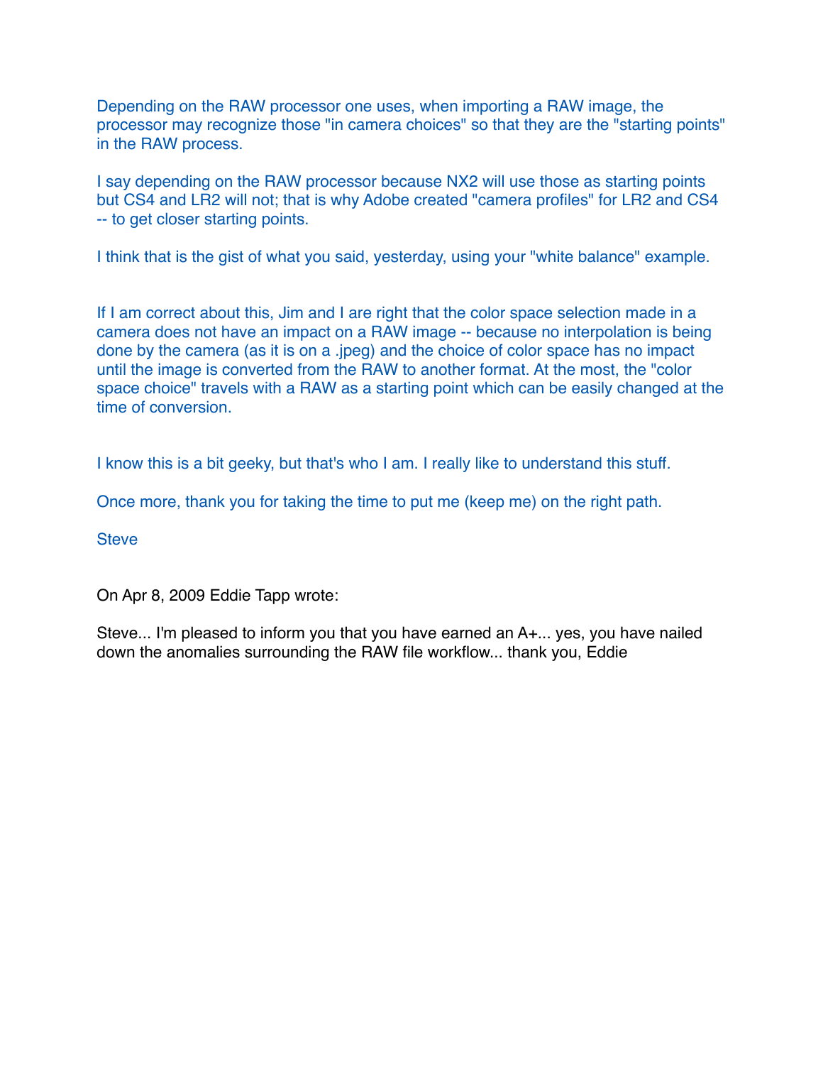Depending on the RAW processor one uses, when importing a RAW image, the processor may recognize those "in camera choices" so that they are the "starting points" in the RAW process.

I say depending on the RAW processor because NX2 will use those as starting points but CS4 and LR2 will not; that is why Adobe created "camera profiles" for LR2 and CS4 -- to get closer starting points.

I think that is the gist of what you said, yesterday, using your "white balance" example.

If I am correct about this, Jim and I are right that the color space selection made in a camera does not have an impact on a RAW image -- because no interpolation is being done by the camera (as it is on a .jpeg) and the choice of color space has no impact until the image is converted from the RAW to another format. At the most, the "color space choice" travels with a RAW as a starting point which can be easily changed at the time of conversion.

I know this is a bit geeky, but that's who I am. I really like to understand this stuff.

Once more, thank you for taking the time to put me (keep me) on the right path.

Steve

On Apr 8, 2009 Eddie Tapp wrote:

Steve... I'm pleased to inform you that you have earned an A+... yes, you have nailed down the anomalies surrounding the RAW file workflow... thank you, Eddie